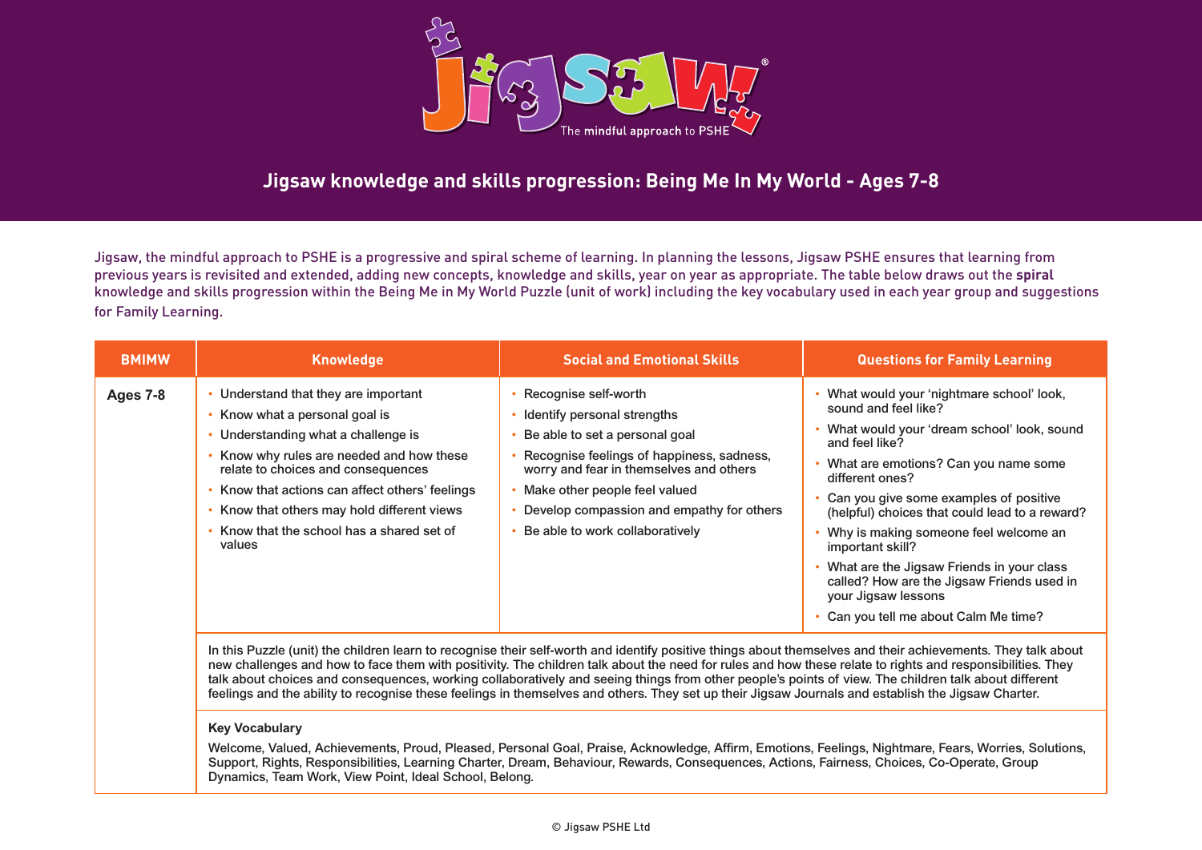# Jigsaw knowledge and skills progression: Being Me In My World - Ages 7-8

Jigsaw, the mindful approach to PSHE is a progressive and spiral scheme of learning. In planning the lessons, Jigsaw PSHE ensures that learning from previous years is revisited and extended, adding new concepts, knowledge and skills, year on year as appropriate. The table below draws out the **spiral** knowledge and skills progression within the Being Me in My World Puzzle (unit of work) including the key vocabulary used in each year group and suggestions for Family Learning.

| BMIMW | Knowledge | Social and Emotional Skills | Questions for Family Learning |
|---|---|---|---|
| **Ages 7-8** | • Understand that they are important<br>• Know what a personal goal is<br>• Understanding what a challenge is<br>• Know why rules are needed and how these relate to choices and consequences<br>• Know that actions can affect others' feelings<br>• Know that others may hold different views<br>• Know that the school has a shared set of values | • Recognise self-worth<br>• Identify personal strengths<br>• Be able to set a personal goal<br>• Recognise feelings of happiness, sadness, worry and fear in themselves and others<br>• Make other people feel valued<br>• Develop compassion and empathy for others<br>• Be able to work collaboratively | • What would your 'nightmare school' look, sound and feel like?<br>• What would your 'dream school' look, sound and feel like?<br>• What are emotions? Can you name some different ones?<br>• Can you give some examples of positive (helpful) choices that could lead to a reward?<br>• Why is making someone feel welcome an important skill?<br>• What are the Jigsaw Friends in your class called? How are the Jigsaw Friends used in your Jigsaw lessons<br>• Can you tell me about Calm Me time? |
| | In this Puzzle (unit) the children learn to recognise their self-worth and identify positive things about themselves and their achievements. They talk about new challenges and how to face them with positivity. The children talk about the need for rules and how these relate to rights and responsibilities. They talk about choices and consequences, working collaboratively and seeing things from other people's points of view. The children talk about different feelings and the ability to recognise these feelings in themselves and others. They set up their Jigsaw Journals and establish the Jigsaw Charter. | | |
| | **Key Vocabulary**<br>Welcome, Valued, Achievements, Proud, Pleased, Personal Goal, Praise, Acknowledge, Affirm, Emotions, Feelings, Nightmare, Fears, Worries, Solutions, Support, Rights, Responsibilities, Learning Charter, Dream, Behaviour, Rewards, Consequences, Actions, Fairness, Choices, Co-Operate, Group Dynamics, Team Work, View Point, Ideal School, Belong. | | |

© Jigsaw PSHE Ltd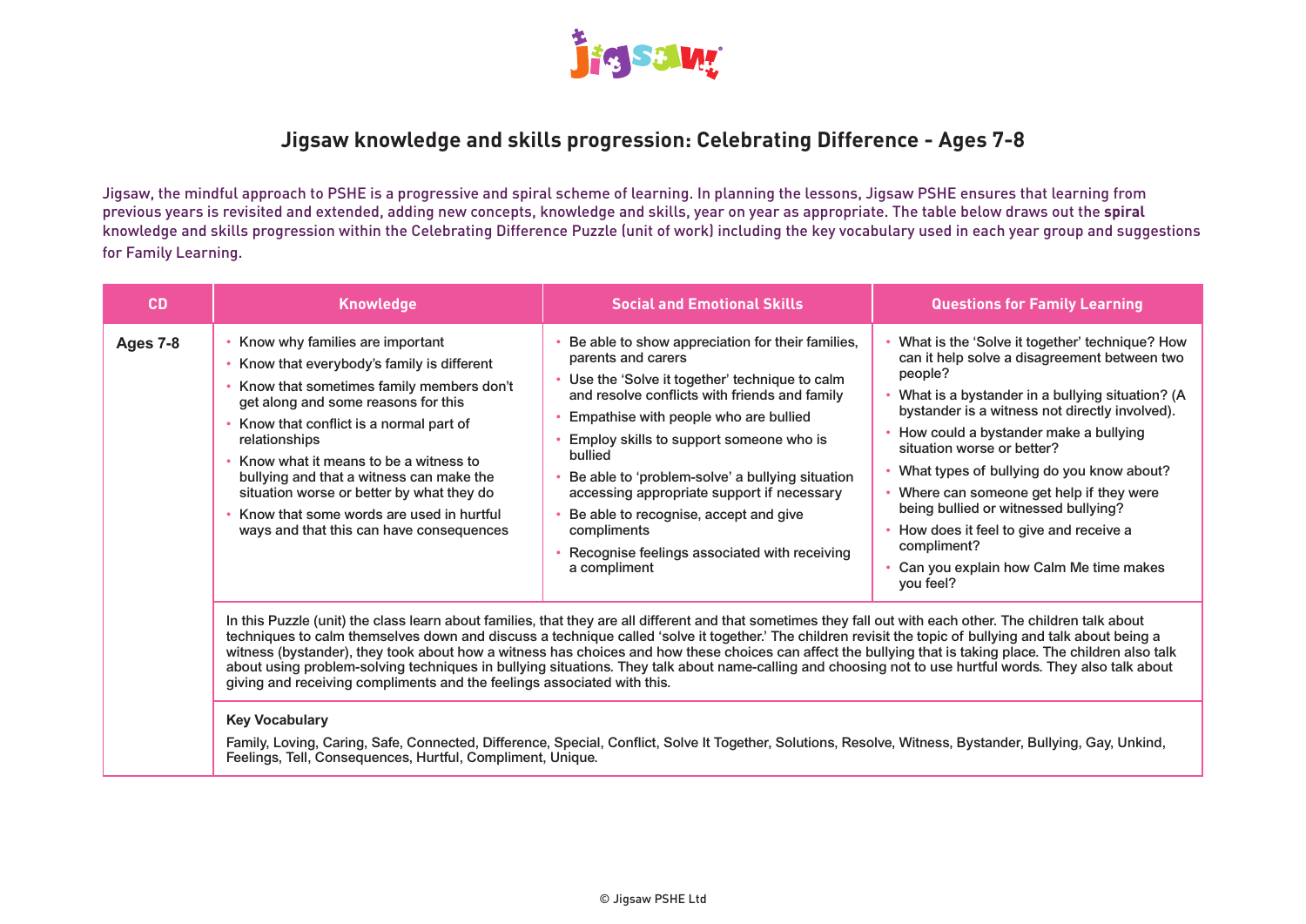# Jigsaw knowledge and skills progression: Celebrating Difference - Ages 7-8

Jigsaw, the mindful approach to PSHE is a progressive and spiral scheme of learning. In planning the lessons, Jigsaw PSHE ensures that learning from previous years is revisited and extended, adding new concepts, knowledge and skills, year on year as appropriate. The table below draws out the **spiral** knowledge and skills progression within the Celebrating Difference Puzzle (unit of work) including the key vocabulary used in each year group and suggestions for Family Learning.

| CD | Knowledge | Social and Emotional Skills | Questions for Family Learning |
|---|---|---|---|
| **Ages 7-8** | • Know why families are important<br>• Know that everybody's family is different<br>• Know that sometimes family members don't get along and some reasons for this<br>• Know that conflict is a normal part of relationships<br>• Know what it means to be a witness to bullying and that a witness can make the situation worse or better by what they do<br>• Know that some words are used in hurtful ways and that this can have consequences | • Be able to show appreciation for their families, parents and carers<br>• Use the 'Solve it together' technique to calm and resolve conflicts with friends and family<br>• Empathise with people who are bullied<br>• Employ skills to support someone who is bullied<br>• Be able to 'problem-solve' a bullying situation accessing appropriate support if necessary<br>• Be able to recognise, accept and give compliments<br>• Recognise feelings associated with receiving a compliment | • What is the 'Solve it together' technique? How can it help solve a disagreement between two people?<br>• What is a bystander in a bullying situation? (A bystander is a witness not directly involved).<br>• How could a bystander make a bullying situation worse or better?<br>• What types of bullying do you know about?<br>• Where can someone get help if they were being bullied or witnessed bullying?<br>• How does it feel to give and receive a compliment?<br>• Can you explain how Calm Me time makes you feel? |
| | In this Puzzle (unit) the class learn about families, that they are all different and that sometimes they fall out with each other. The children talk about techniques to calm themselves down and discuss a technique called 'solve it together.' The children revisit the topic of bullying and talk about being a witness (bystander), they took about how a witness has choices and how these choices can affect the bullying that is taking place. The children also talk about using problem-solving techniques in bullying situations. They talk about name-calling and choosing not to use hurtful words. They also talk about giving and receiving compliments and the feelings associated with this. | | |
| | **Key Vocabulary**<br>Family, Loving, Caring, Safe, Connected, Difference, Special, Conflict, Solve It Together, Solutions, Resolve, Witness, Bystander, Bullying, Gay, Unkind, Feelings, Tell, Consequences, Hurtful, Compliment, Unique. | | |

© Jigsaw PSHE Ltd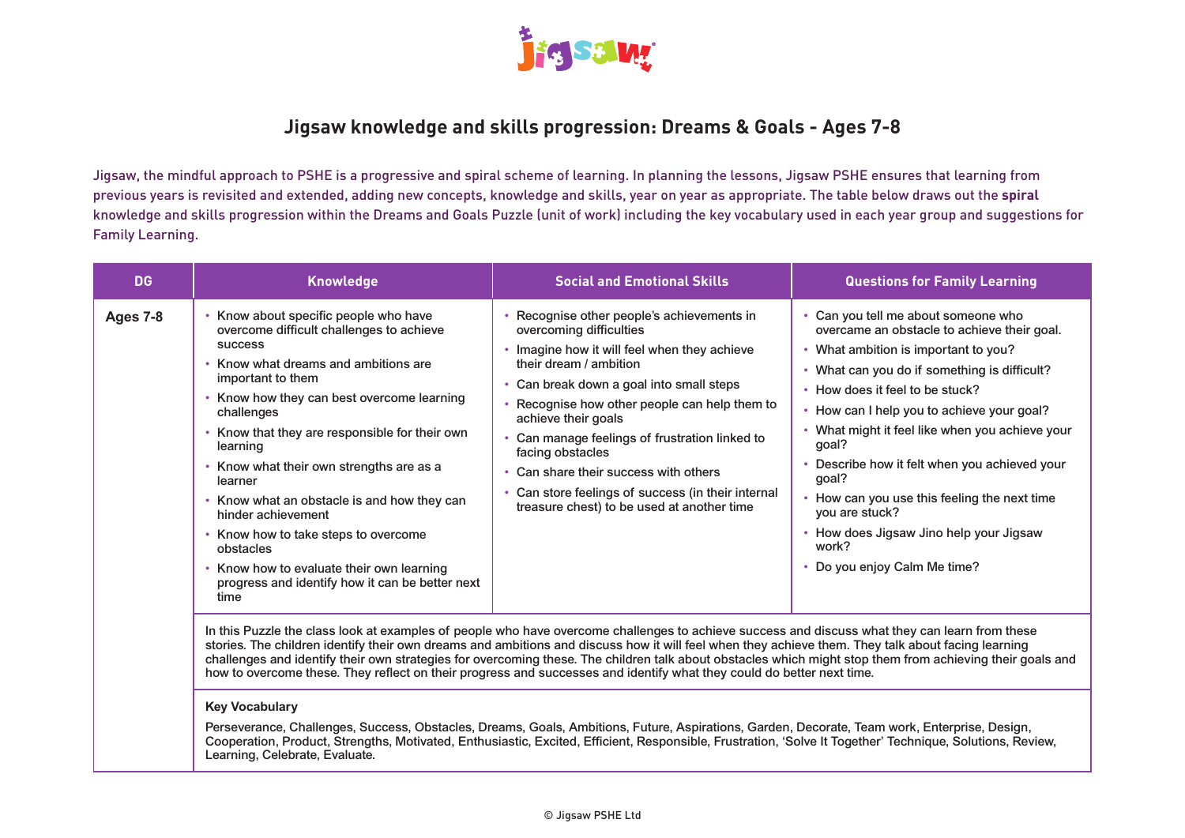# Jigsaw knowledge and skills progression: Dreams & Goals - Ages 7-8

Jigsaw, the mindful approach to PSHE is a progressive and spiral scheme of learning. In planning the lessons, Jigsaw PSHE ensures that learning from previous years is revisited and extended, adding new concepts, knowledge and skills, year on year as appropriate. The table below draws out the **spiral** knowledge and skills progression within the Dreams and Goals Puzzle (unit of work) including the key vocabulary used in each year group and suggestions for Family Learning.

| DG | Knowledge | Social and Emotional Skills | Questions for Family Learning |
|---|---|---|---|
| **Ages 7-8** | • Know about specific people who have overcome difficult challenges to achieve success<br>• Know what dreams and ambitions are important to them<br>• Know how they can best overcome learning challenges<br>• Know that they are responsible for their own learning<br>• Know what their own strengths are as a learner<br>• Know what an obstacle is and how they can hinder achievement<br>• Know how to take steps to overcome obstacles<br>• Know how to evaluate their own learning progress and identify how it can be better next time | • Recognise other people's achievements in overcoming difficulties<br>• Imagine how it will feel when they achieve their dream / ambition<br>• Can break down a goal into small steps<br>• Recognise how other people can help them to achieve their goals<br>• Can manage feelings of frustration linked to facing obstacles<br>• Can share their success with others<br>• Can store feelings of success (in their internal treasure chest) to be used at another time | • Can you tell me about someone who overcame an obstacle to achieve their goal.<br>• What ambition is important to you?<br>• What can you do if something is difficult?<br>• How does it feel to be stuck?<br>• How can I help you to achieve your goal?<br>• What might it feel like when you achieve your goal?<br>• Describe how it felt when you achieved your goal?<br>• How can you use this feeling the next time you are stuck?<br>• How does Jigsaw Jino help your Jigsaw work?<br>• Do you enjoy Calm Me time? |
| | In this Puzzle the class look at examples of people who have overcome challenges to achieve success and discuss what they can learn from these stories. The children identify their own dreams and ambitions and discuss how it will feel when they achieve them. They talk about facing learning challenges and identify their own strategies for overcoming these. The children talk about obstacles which might stop them from achieving their goals and how to overcome these. They reflect on their progress and successes and identify what they could do better next time. | | |
| | **Key Vocabulary**<br>Perseverance, Challenges, Success, Obstacles, Dreams, Goals, Ambitions, Future, Aspirations, Garden, Decorate, Team work, Enterprise, Design, Cooperation, Product, Strengths, Motivated, Enthusiastic, Excited, Efficient, Responsible, Frustration, 'Solve It Together' Technique, Solutions, Review, Learning, Celebrate, Evaluate. | | |

© Jigsaw PSHE Ltd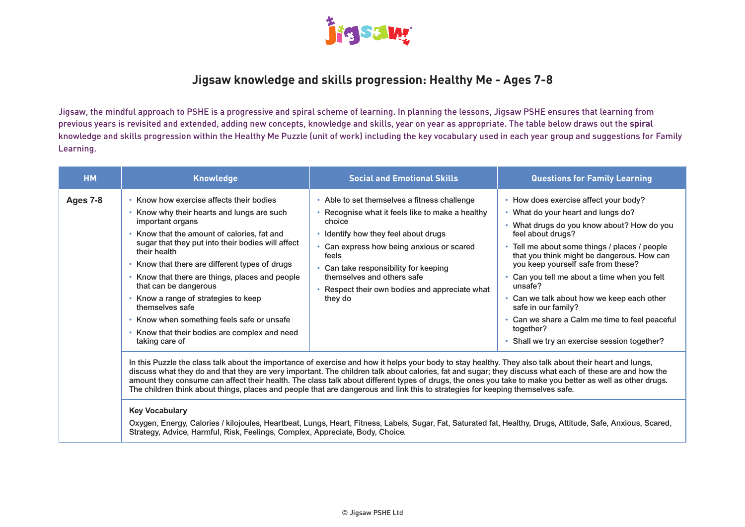# Jigsaw knowledge and skills progression: Healthy Me - Ages 7-8

Jigsaw, the mindful approach to PSHE is a progressive and spiral scheme of learning. In planning the lessons, Jigsaw PSHE ensures that learning from previous years is revisited and extended, adding new concepts, knowledge and skills, year on year as appropriate. The table below draws out the **spiral** knowledge and skills progression within the Healthy Me Puzzle (unit of work) including the key vocabulary used in each year group and suggestions for Family Learning.

| HM | Knowledge | Social and Emotional Skills | Questions for Family Learning |
|---|---|---|---|
| **Ages 7-8** | • Know how exercise affects their bodies<br>• Know why their hearts and lungs are such important organs<br>• Know that the amount of calories, fat and sugar that they put into their bodies will affect their health<br>• Know that there are different types of drugs<br>• Know that there are things, places and people that can be dangerous<br>• Know a range of strategies to keep themselves safe<br>• Know when something feels safe or unsafe<br>• Know that their bodies are complex and need taking care of | • Able to set themselves a fitness challenge<br>• Recognise what it feels like to make a healthy choice<br>• Identify how they feel about drugs<br>• Can express how being anxious or scared feels<br>• Can take responsibility for keeping themselves and others safe<br>• Respect their own bodies and appreciate what they do | • How does exercise affect your body?<br>• What do your heart and lungs do?<br>• What drugs do you know about? How do you feel about drugs?<br>• Tell me about some things / places / people that you think might be dangerous. How can you keep yourself safe from these?<br>• Can you tell me about a time when you felt unsafe?<br>• Can we talk about how we keep each other safe in our family?<br>• Can we share a Calm me time to feel peaceful together?<br>• Shall we try an exercise session together? |
| | In this Puzzle the class talk about the importance of exercise and how it helps your body to stay healthy. They also talk about their heart and lungs, discuss what they do and that they are very important. The children talk about calories, fat and sugar; they discuss what each of these are and how the amount they consume can affect their health. The class talk about different types of drugs, the ones you take to make you better as well as other drugs. The children think about things, places and people that are dangerous and link this to strategies for keeping themselves safe. | | |
| | **Key Vocabulary**<br>Oxygen, Energy, Calories / kilojoules, Heartbeat, Lungs, Heart, Fitness, Labels, Sugar, Fat, Saturated fat, Healthy, Drugs, Attitude, Safe, Anxious, Scared, Strategy, Advice, Harmful, Risk, Feelings, Complex, Appreciate, Body, Choice. | | |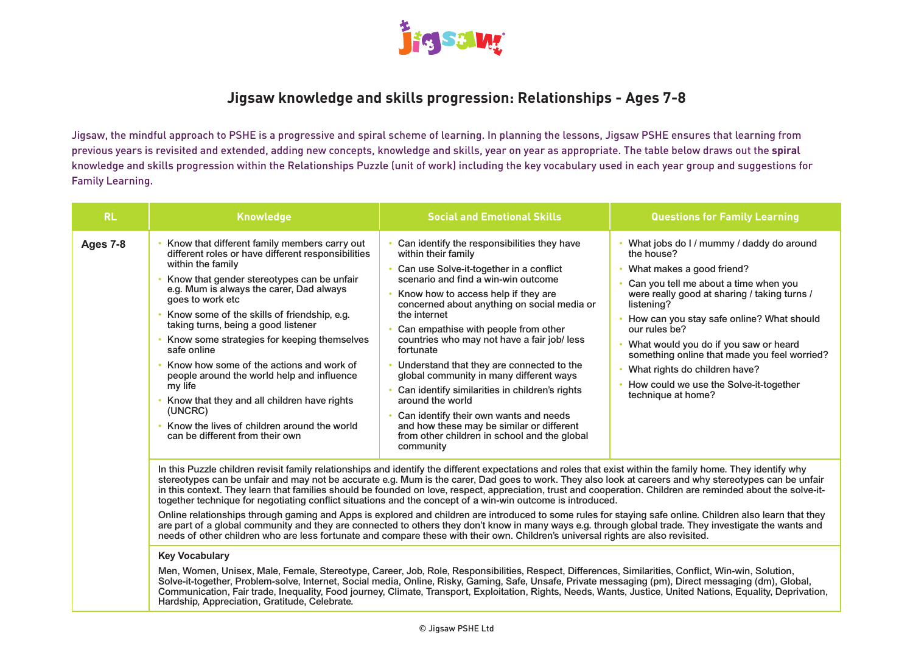## Jigsaw knowledge and skills progression: Relationships - Ages 7-8

Jigsaw, the mindful approach to PSHE is a progressive and spiral scheme of learning. In planning the lessons, Jigsaw PSHE ensures that learning from previous years is revisited and extended, adding new concepts, knowledge and skills, year on year as appropriate. The table below draws out the **spiral** knowledge and skills progression within the Relationships Puzzle (unit of work) including the key vocabulary used in each year group and suggestions for Family Learning.

| RL | Knowledge | Social and Emotional Skills | Questions for Family Learning |
|---|---|---|---|
| **Ages 7-8** | • Know that different family members carry out different roles or have different responsibilities within the family<br>• Know that gender stereotypes can be unfair e.g. Mum is always the carer, Dad always goes to work etc<br>• Know some of the skills of friendship, e.g. taking turns, being a good listener<br>• Know some strategies for keeping themselves safe online<br>• Know how some of the actions and work of people around the world help and influence my life<br>• Know that they and all children have rights (UNCRC)<br>• Know the lives of children around the world can be different from their own | • Can identify the responsibilities they have within their family<br>• Can use Solve-it-together in a conflict scenario and find a win-win outcome<br>• Know how to access help if they are concerned about anything on social media or the internet<br>• Can empathise with people from other countries who may not have a fair job/ less fortunate<br>• Understand that they are connected to the global community in many different ways<br>• Can identify similarities in children's rights around the world<br>• Can identify their own wants and needs and how these may be similar or different from other children in school and the global community | • What jobs do I / mummy / daddy do around the house?<br>• What makes a good friend?<br>• Can you tell me about a time when you were really good at sharing / taking turns / listening?<br>• How can you stay safe online? What should our rules be?<br>• What would you do if you saw or heard something online that made you feel worried?<br>• What rights do children have?<br>• How could we use the Solve-it-together technique at home? |
| | In this Puzzle children revisit family relationships and identify the different expectations and roles that exist within the family home. They identify why stereotypes can be unfair and may not be accurate e.g. Mum is the carer, Dad goes to work. They also look at careers and why stereotypes can be unfair in this context. They learn that families should be founded on love, respect, appreciation, trust and cooperation. Children are reminded about the solve-it-together technique for negotiating conflict situations and the concept of a win-win outcome is introduced.<br><br>Online relationships through gaming and Apps is explored and children are introduced to some rules for staying safe online. Children also learn that they are part of a global community and they are connected to others they don't know in many ways e.g. through global trade. They investigate the wants and needs of other children who are less fortunate and compare these with their own. Children's universal rights are also revisited. | | |
| | **Key Vocabulary**<br><br>Men, Women, Unisex, Male, Female, Stereotype, Career, Job, Role, Responsibilities, Respect, Differences, Similarities, Conflict, Win-win, Solution, Solve-it-together, Problem-solve, Internet, Social media, Online, Risky, Gaming, Safe, Unsafe, Private messaging (pm), Direct messaging (dm), Global, Communication, Fair trade, Inequality, Food journey, Climate, Transport, Exploitation, Rights, Needs, Wants, Justice, United Nations, Equality, Deprivation, Hardship, Appreciation, Gratitude, Celebrate. | | |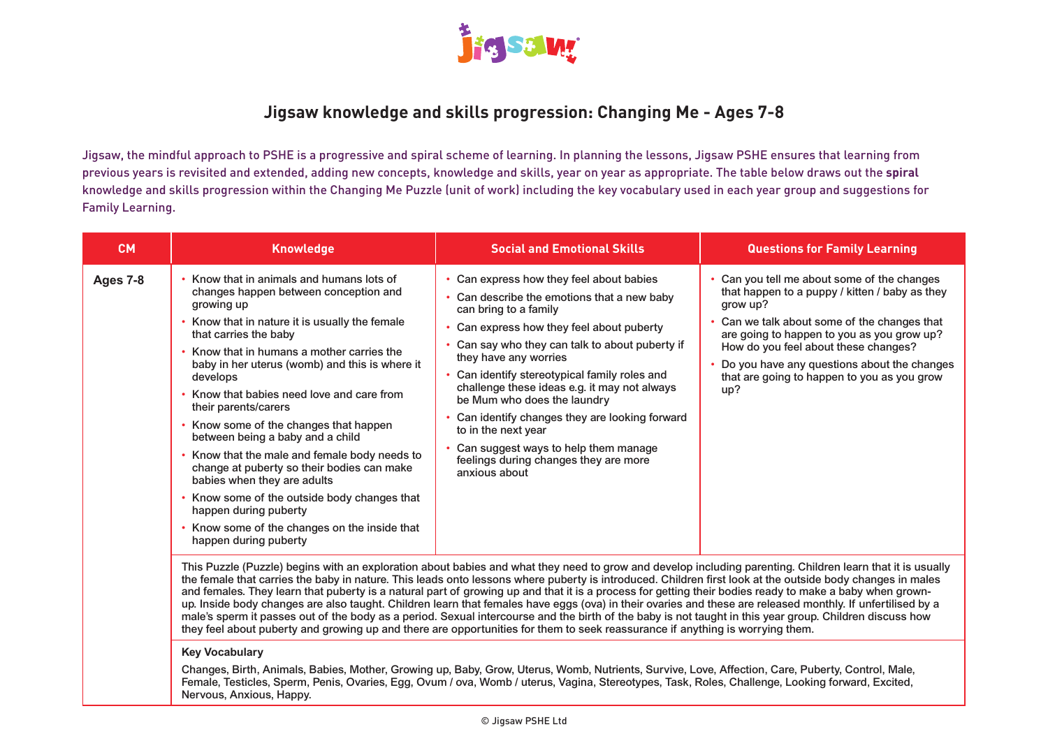# Jigsaw knowledge and skills progression: Changing Me - Ages 7-8

Jigsaw, the mindful approach to PSHE is a progressive and spiral scheme of learning. In planning the lessons, Jigsaw PSHE ensures that learning from previous years is revisited and extended, adding new concepts, knowledge and skills, year on year as appropriate. The table below draws out the **spiral** knowledge and skills progression within the Changing Me Puzzle (unit of work) including the key vocabulary used in each year group and suggestions for Family Learning.

| CM | Knowledge | Social and Emotional Skills | Questions for Family Learning |
|---|---|---|---|
| **Ages 7-8** | • Know that in animals and humans lots of changes happen between conception and growing up<br>• Know that in nature it is usually the female that carries the baby<br>• Know that in humans a mother carries the baby in her uterus (womb) and this is where it develops<br>• Know that babies need love and care from their parents/carers<br>• Know some of the changes that happen between being a baby and a child<br>• Know that the male and female body needs to change at puberty so their bodies can make babies when they are adults<br>• Know some of the outside body changes that happen during puberty<br>• Know some of the changes on the inside that happen during puberty | • Can express how they feel about babies<br>• Can describe the emotions that a new baby can bring to a family<br>• Can express how they feel about puberty<br>• Can say who they can talk to about puberty if they have any worries<br>• Can identify stereotypical family roles and challenge these ideas e.g. it may not always be Mum who does the laundry<br>• Can identify changes they are looking forward to in the next year<br>• Can suggest ways to help them manage feelings during changes they are more anxious about | • Can you tell me about some of the changes that happen to a puppy / kitten / baby as they grow up?<br>• Can we talk about some of the changes that are going to happen to you as you grow up? How do you feel about these changes?<br>• Do you have any questions about the changes that are going to happen to you as you grow up? |
| | This Puzzle (Puzzle) begins with an exploration about babies and what they need to grow and develop including parenting. Children learn that it is usually the female that carries the baby in nature. This leads onto lessons where puberty is introduced. Children first look at the outside body changes in males and females. They learn that puberty is a natural part of growing up and that it is a process for getting their bodies ready to make a baby when grown-up. Inside body changes are also taught. Children learn that females have eggs (ova) in their ovaries and these are released monthly. If unfertilised by a male's sperm it passes out of the body as a period. Sexual intercourse and the birth of the baby is not taught in this year group. Children discuss how they feel about puberty and growing up and there are opportunities for them to seek reassurance if anything is worrying them. | | |
| | **Key Vocabulary**<br>Changes, Birth, Animals, Babies, Mother, Growing up, Baby, Grow, Uterus, Womb, Nutrients, Survive, Love, Affection, Care, Puberty, Control, Male, Female, Testicles, Sperm, Penis, Ovaries, Egg, Ovum / ova, Womb / uterus, Vagina, Stereotypes, Task, Roles, Challenge, Looking forward, Excited, Nervous, Anxious, Happy. | | |

© Jigsaw PSHE Ltd